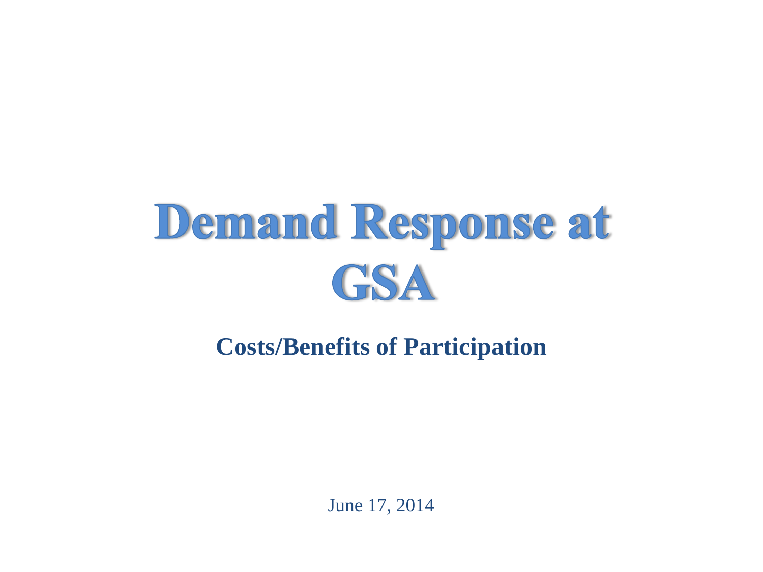# Demand Response at GSA

## Costs/Benefits of Participation

June 17, 2014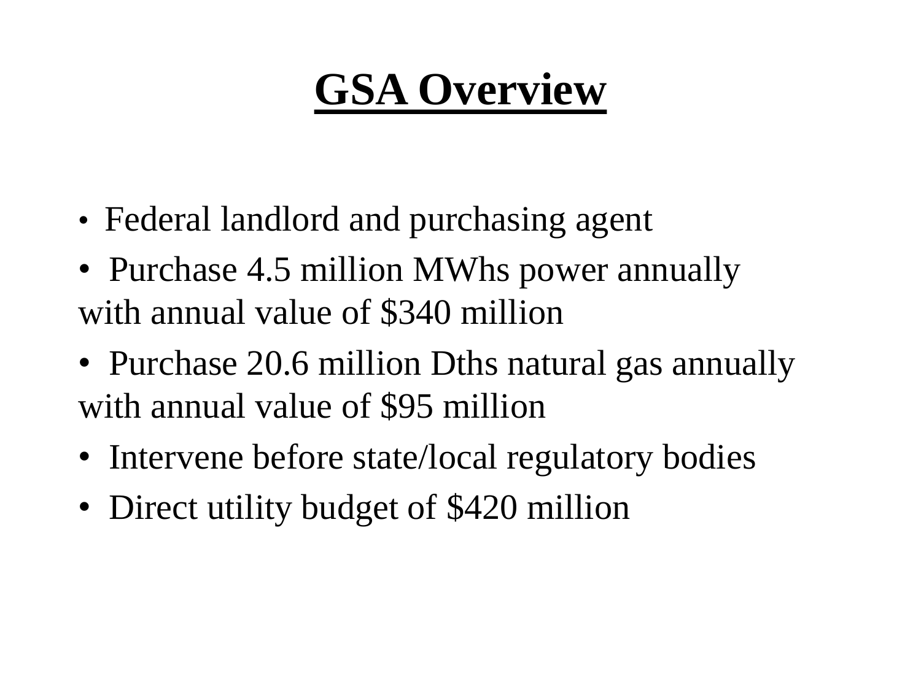# GSA Overview

- Federal landlord and purchasing agent
- Purchase 4.5 million MWhs power annually with annual value of $340 million
- Purchase 20.6 million Dths natural gas annually with annual value of $95 million
- Intervene before state/local regulatory bodies
- Direct utility budget of $420 million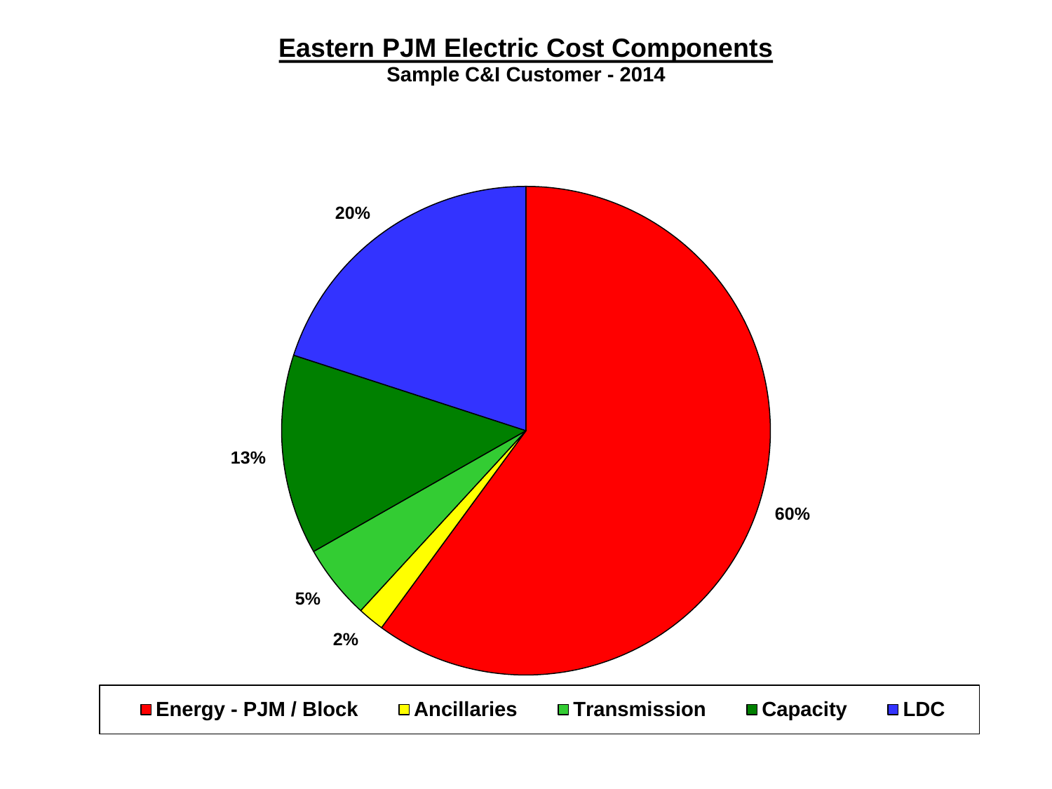# Eastern PJM Electric Cost Components

**Sample C&I Customer - 2014**

| Component | Share |
| --- | --- |
| Energy - PJM / Block | 60% |
| Ancillaries | 2% |
| Transmission | 5% |
| Capacity | 13% |
| LDC | 20% |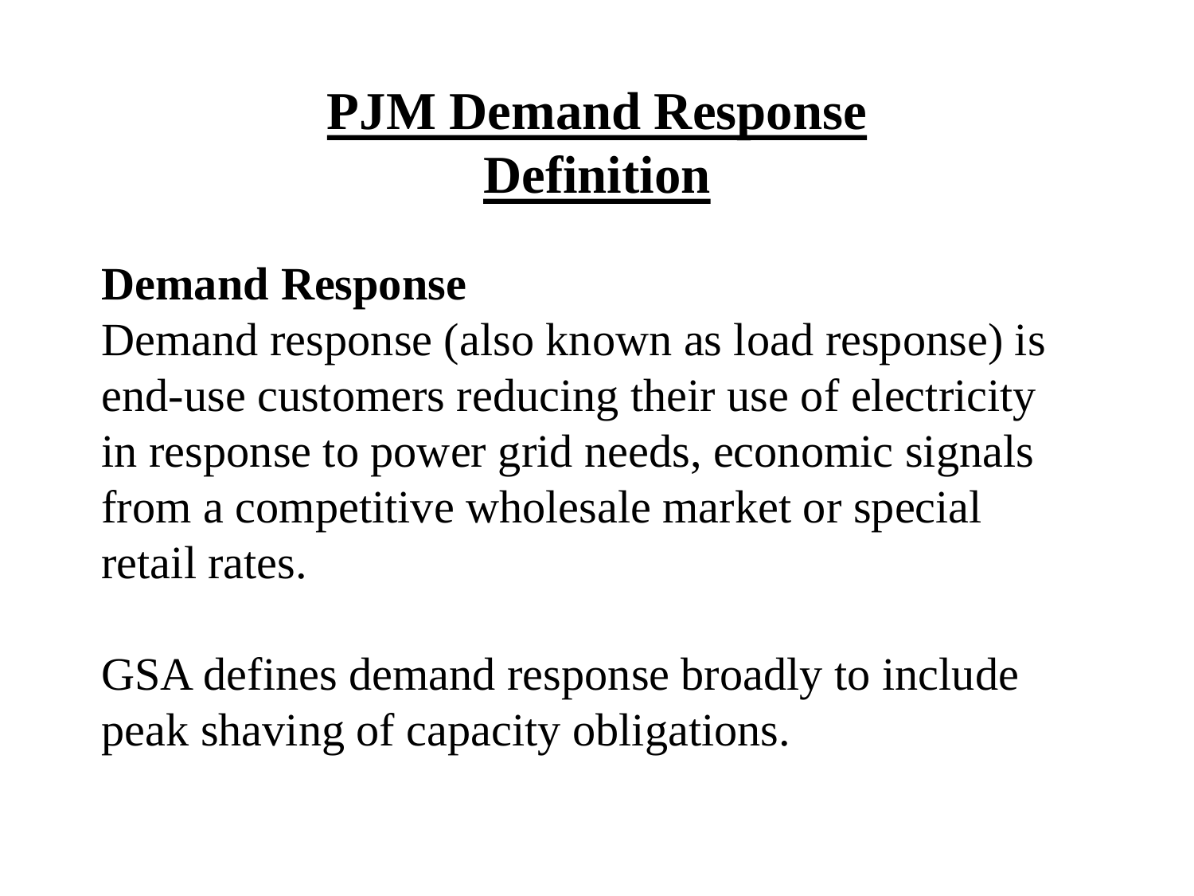# PJM Demand Response Definition

**Demand Response**

Demand response (also known as load response) is end-use customers reducing their use of electricity in response to power grid needs, economic signals from a competitive wholesale market or special retail rates.

GSA defines demand response broadly to include peak shaving of capacity obligations.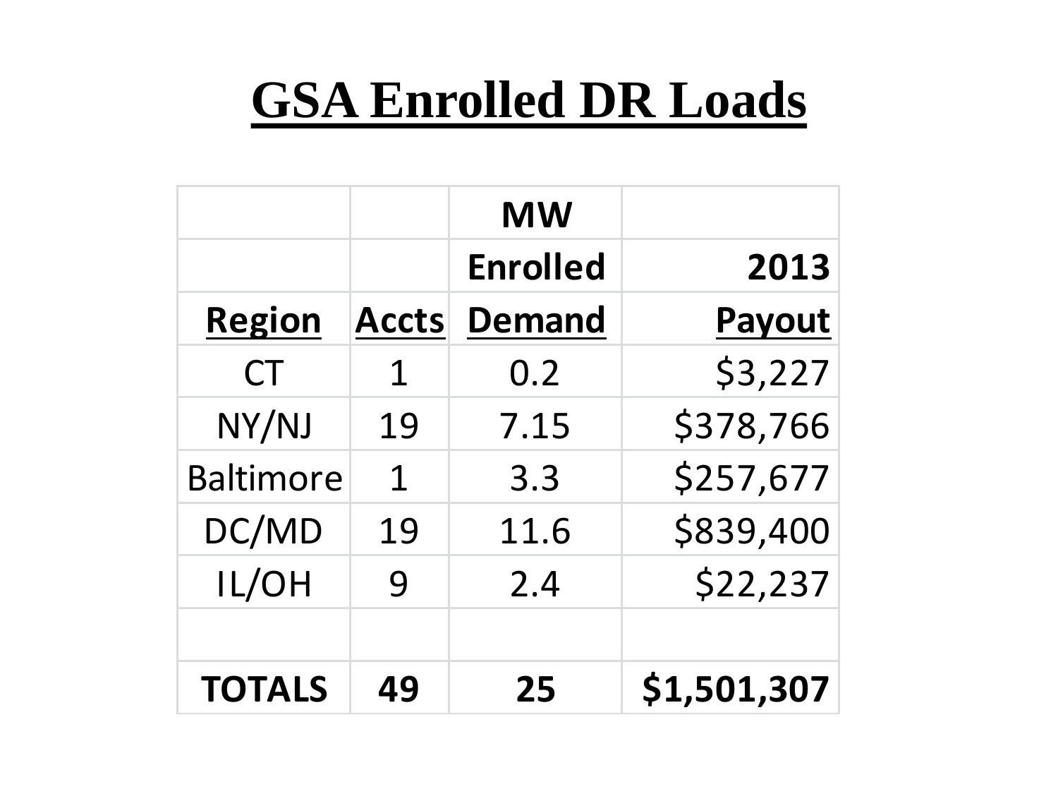# GSA Enrolled DR Loads

| | | MW | |
|---|---|---|---|
| | | Enrolled | 2013 |
| **Region** | **Accts** | **Demand** | **Payout** |
| CT | 1 | 0.2 | $3,227 |
| NY/NJ | 19 | 7.15 | $378,766 |
| Baltimore | 1 | 3.3 | $257,677 |
| DC/MD | 19 | 11.6 | $839,400 |
| IL/OH | 9 | 2.4 | $22,237 |
| | | | |
| **TOTALS** | **49** | **25** | **$1,501,307** |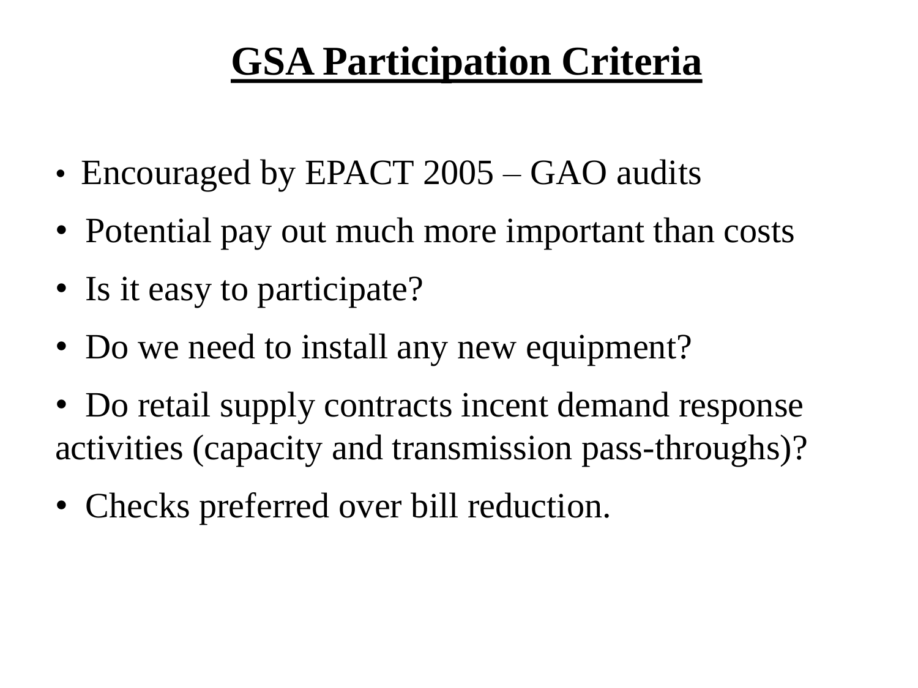# GSA Participation Criteria

- Encouraged by EPACT 2005 – GAO audits
- Potential pay out much more important than costs
- Is it easy to participate?
- Do we need to install any new equipment?
- Do retail supply contracts incent demand response activities (capacity and transmission pass-throughs)?
- Checks preferred over bill reduction.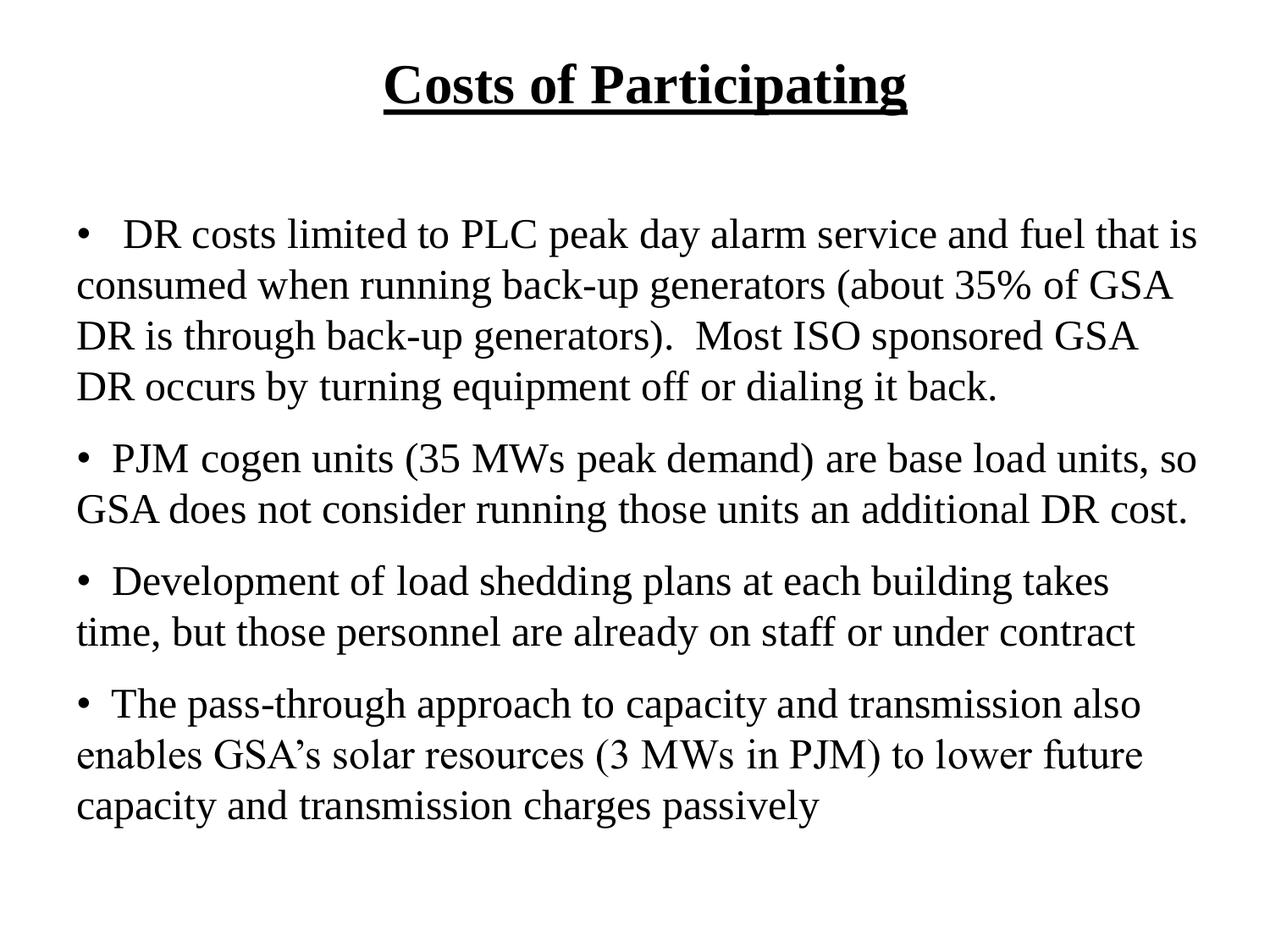# Costs of Participating

- DR costs limited to PLC peak day alarm service and fuel that is consumed when running back-up generators (about 35% of GSA DR is through back-up generators). Most ISO sponsored GSA DR occurs by turning equipment off or dialing it back.
- PJM cogen units (35 MWs peak demand) are base load units, so GSA does not consider running those units an additional DR cost.
- Development of load shedding plans at each building takes time, but those personnel are already on staff or under contract
- The pass-through approach to capacity and transmission also enables GSA's solar resources (3 MWs in PJM) to lower future capacity and transmission charges passively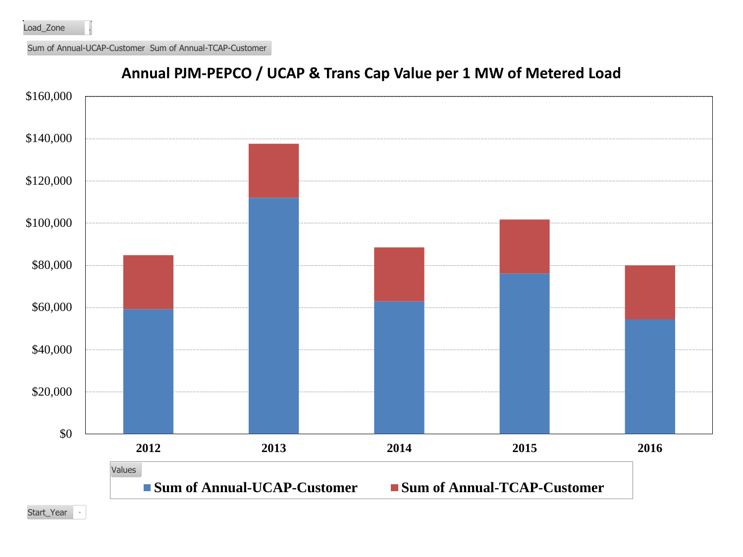Load_Zone

Sum of Annual-UCAP-Customer Sum of Annual-TCAP-Customer

## Annual PJM-PEPCO / UCAP & Trans Cap Value per 1 MW of Metered Load

$160,000
$140,000
$120,000
$100,000
$80,000
$60,000
$40,000
$20,000
$0

2012 2013 2014 2015 2016

Values

Sum of Annual-UCAP-Customer Sum of Annual-TCAP-Customer

Start_Year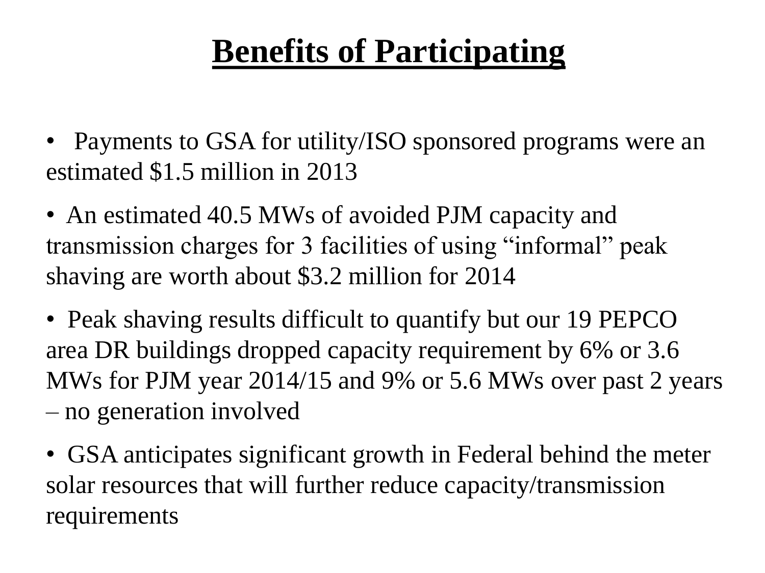# Benefits of Participating

- Payments to GSA for utility/ISO sponsored programs were an estimated $1.5 million in 2013
- An estimated 40.5 MWs of avoided PJM capacity and transmission charges for 3 facilities of using "informal" peak shaving are worth about $3.2 million for 2014
- Peak shaving results difficult to quantify but our 19 PEPCO area DR buildings dropped capacity requirement by 6% or 3.6 MWs for PJM year 2014/15 and 9% or 5.6 MWs over past 2 years – no generation involved
- GSA anticipates significant growth in Federal behind the meter solar resources that will further reduce capacity/transmission requirements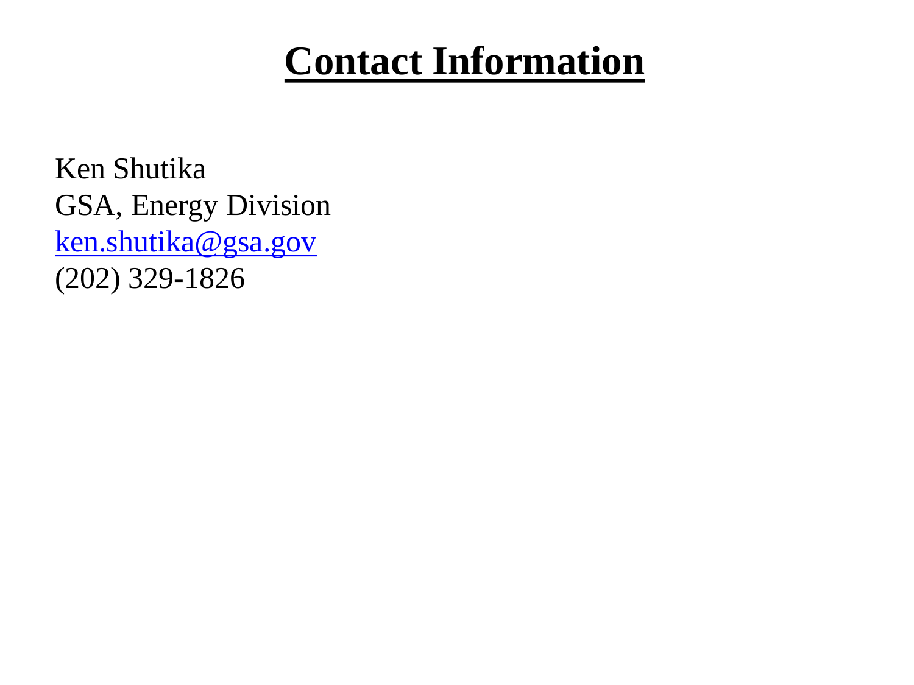# Contact Information

Ken Shutika
GSA, Energy Division
ken.shutika@gsa.gov
(202) 329-1826